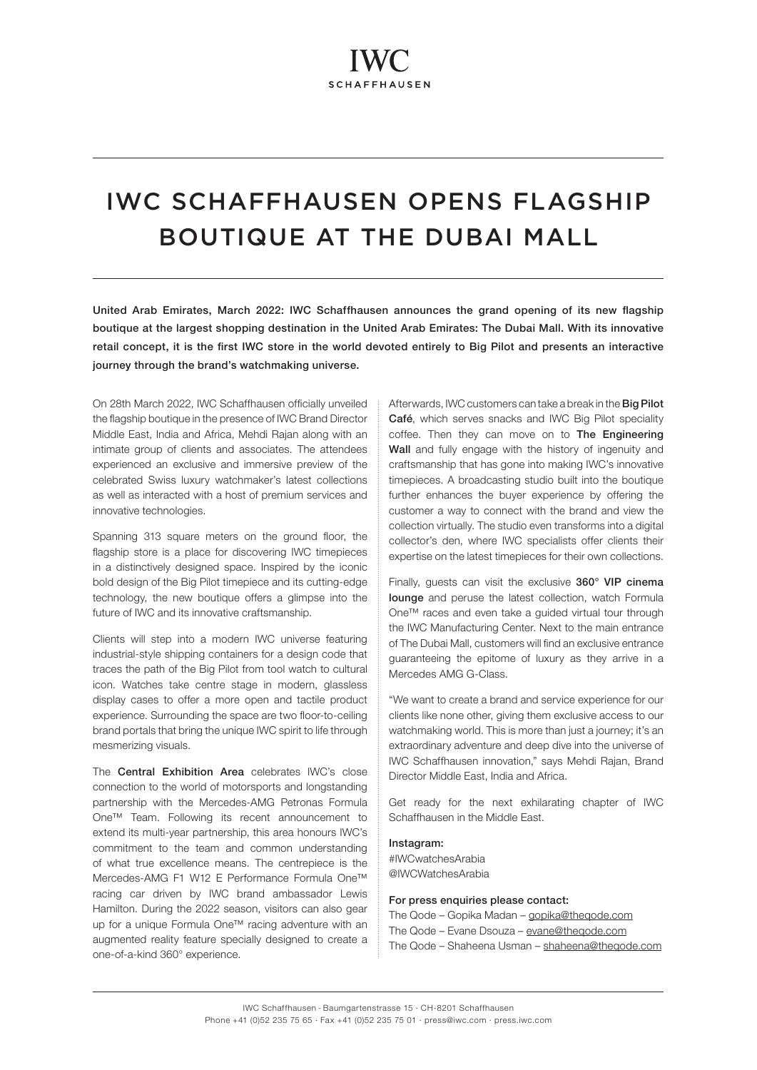IWC
SCHAFFHAUSEN

# IWC SCHAFFHAUSEN OPENS FLAGSHIP BOUTIQUE AT THE DUBAI MALL

**United Arab Emirates, March 2022: IWC Schaffhausen announces the grand opening of its new flagship boutique at the largest shopping destination in the United Arab Emirates: The Dubai Mall. With its innovative retail concept, it is the first IWC store in the world devoted entirely to Big Pilot and presents an interactive journey through the brand's watchmaking universe.**

On 28th March 2022, IWC Schaffhausen officially unveiled the flagship boutique in the presence of IWC Brand Director Middle East, India and Africa, Mehdi Rajan along with an intimate group of clients and associates. The attendees experienced an exclusive and immersive preview of the celebrated Swiss luxury watchmaker's latest collections as well as interacted with a host of premium services and innovative technologies.

Spanning 313 square meters on the ground floor, the flagship store is a place for discovering IWC timepieces in a distinctively designed space. Inspired by the iconic bold design of the Big Pilot timepiece and its cutting-edge technology, the new boutique offers a glimpse into the future of IWC and its innovative craftsmanship.

Clients will step into a modern IWC universe featuring industrial-style shipping containers for a design code that traces the path of the Big Pilot from tool watch to cultural icon. Watches take centre stage in modern, glassless display cases to offer a more open and tactile product experience. Surrounding the space are two floor-to-ceiling brand portals that bring the unique IWC spirit to life through mesmerizing visuals.

The **Central Exhibition Area** celebrates IWC's close connection to the world of motorsports and longstanding partnership with the Mercedes-AMG Petronas Formula One™ Team. Following its recent announcement to extend its multi-year partnership, this area honours IWC's commitment to the team and common understanding of what true excellence means. The centrepiece is the Mercedes-AMG F1 W12 E Performance Formula One™ racing car driven by IWC brand ambassador Lewis Hamilton. During the 2022 season, visitors can also gear up for a unique Formula One™ racing adventure with an augmented reality feature specially designed to create a one-of-a-kind 360° experience.

Afterwards, IWC customers can take a break in the **Big Pilot Café**, which serves snacks and IWC Big Pilot speciality coffee. Then they can move on to **The Engineering Wall** and fully engage with the history of ingenuity and craftsmanship that has gone into making IWC's innovative timepieces. A broadcasting studio built into the boutique further enhances the buyer experience by offering the customer a way to connect with the brand and view the collection virtually. The studio even transforms into a digital collector's den, where IWC specialists offer clients their expertise on the latest timepieces for their own collections.

Finally, guests can visit the exclusive **360° VIP cinema lounge** and peruse the latest collection, watch Formula One™ races and even take a guided virtual tour through the IWC Manufacturing Center. Next to the main entrance of The Dubai Mall, customers will find an exclusive entrance guaranteeing the epitome of luxury as they arrive in a Mercedes AMG G-Class.

"We want to create a brand and service experience for our clients like none other, giving them exclusive access to our watchmaking world. This is more than just a journey; it's an extraordinary adventure and deep dive into the universe of IWC Schaffhausen innovation," says Mehdi Rajan, Brand Director Middle East, India and Africa.

Get ready for the next exhilarating chapter of IWC Schaffhausen in the Middle East.

**Instagram:**
#IWCwatchesArabia
@IWCWatchesArabia

**For press enquiries please contact:**
The Qode – Gopika Madan – gopika@theqode.com
The Qode – Evane Dsouza – evane@theqode.com
The Qode – Shaheena Usman – shaheena@theqode.com

IWC Schaffhausen · Baumgartenstrasse 15 · CH-8201 Schaffhausen
Phone +41 (0)52 235 75 65 · Fax +41 (0)52 235 75 01 · press@iwc.com · press.iwc.com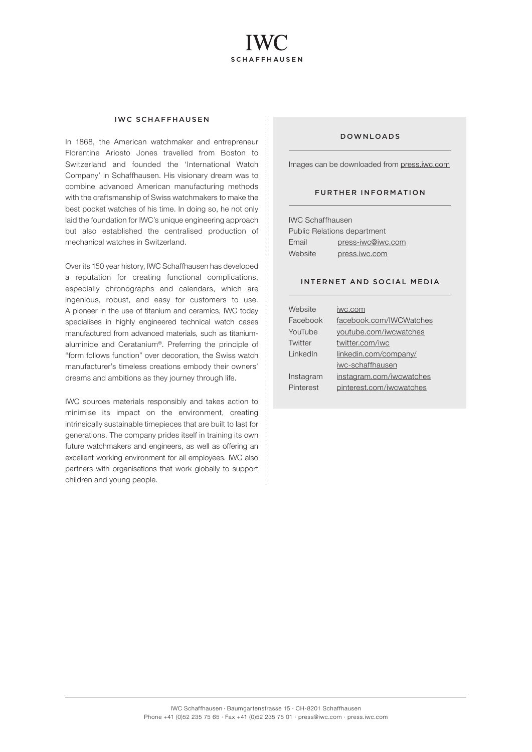## IWC SCHAFFHAUSEN

In 1868, the American watchmaker and entrepreneur Florentine Ariosto Jones travelled from Boston to Switzerland and founded the 'International Watch Company' in Schaffhausen. His visionary dream was to combine advanced American manufacturing methods with the craftsmanship of Swiss watchmakers to make the best pocket watches of his time. In doing so, he not only laid the foundation for IWC's unique engineering approach but also established the centralised production of mechanical watches in Switzerland.

Over its 150 year history, IWC Schaffhausen has developed a reputation for creating functional complications, especially chronographs and calendars, which are ingenious, robust, and easy for customers to use. A pioneer in the use of titanium and ceramics, IWC today specialises in highly engineered technical watch cases manufactured from advanced materials, such as titanium-aluminide and Ceratanium®. Preferring the principle of "form follows function" over decoration, the Swiss watch manufacturer's timeless creations embody their owners' dreams and ambitions as they journey through life.

IWC sources materials responsibly and takes action to minimise its impact on the environment, creating intrinsically sustainable timepieces that are built to last for generations. The company prides itself in training its own future watchmakers and engineers, as well as offering an excellent working environment for all employees. IWC also partners with organisations that work globally to support children and young people.

### DOWNLOADS

Images can be downloaded from press.iwc.com

### FURTHER INFORMATION

IWC Schaffhausen
Public Relations department

| | |
|---|---|
| Email | press-iwc@iwc.com |
| Website | press.iwc.com |

### INTERNET AND SOCIAL MEDIA

| | |
|---|---|
| Website | iwc.com |
| Facebook | facebook.com/IWCWatches |
| YouTube | youtube.com/iwcwatches |
| Twitter | twitter.com/iwc |
| LinkedIn | linkedin.com/company/iwc-schaffhausen |
| Instagram | instagram.com/iwcwatches |
| Pinterest | pinterest.com/iwcwatches |

IWC Schaffhausen · Baumgartenstrasse 15 · CH-8201 Schaffhausen
Phone +41 (0)52 235 75 65 · Fax +41 (0)52 235 75 01 · press@iwc.com · press.iwc.com